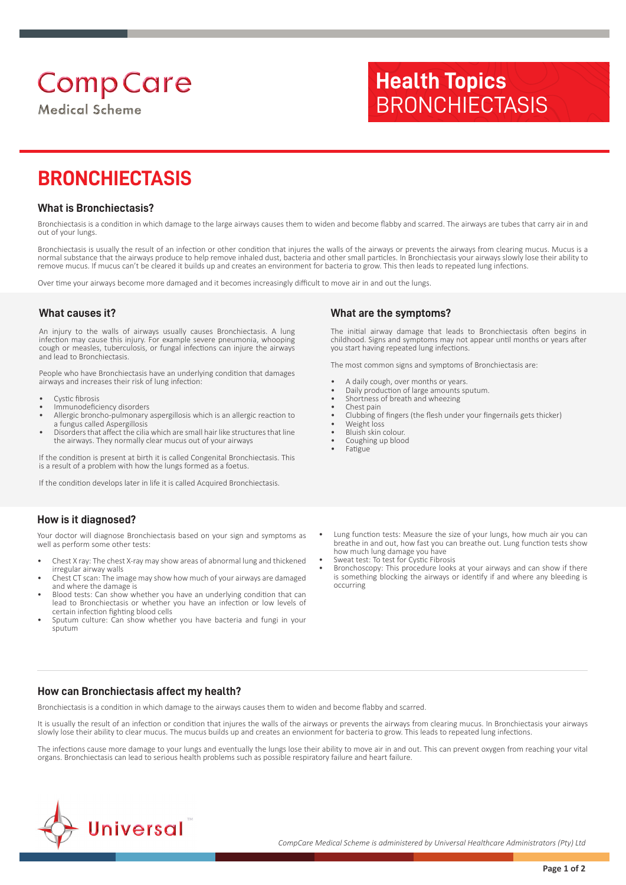CompCare
Medical Scheme

# Health Topics BRONCHIECTASIS

# BRONCHIECTASIS

## What is Bronchiectasis?

Bronchiectasis is a condition in which damage to the large airways causes them to widen and become flabby and scarred. The airways are tubes that carry air in and out of your lungs.

Bronchiectasis is usually the result of an infection or other condition that injures the walls of the airways or prevents the airways from clearing mucus. Mucus is a normal substance that the airways produce to help remove inhaled dust, bacteria and other small particles. In Bronchiectasis your airways slowly lose their ability to remove mucus. If mucus can't be cleared it builds up and creates an environment for bacteria to grow. This then leads to repeated lung infections.

Over time your airways become more damaged and it becomes increasingly difficult to move air in and out the lungs.

## What causes it?

An injury to the walls of airways usually causes Bronchiectasis. A lung infection may cause this injury. For example severe pneumonia, whooping cough or measles, tuberculosis, or fungal infections can injure the airways and lead to Bronchiectasis.

People who have Bronchiectasis have an underlying condition that damages airways and increases their risk of lung infection:

- Cystic fibrosis
- Immunodeficiency disorders
- Allergic broncho-pulmonary aspergillosis which is an allergic reaction to a fungus called Aspergillosis
- Disorders that affect the cilia which are small hair like structures that line the airways. They normally clear mucus out of your airways

If the condition is present at birth it is called Congenital Bronchiectasis. This is a result of a problem with how the lungs formed as a foetus.

If the condition develops later in life it is called Acquired Bronchiectasis.

## What are the symptoms?

The initial airway damage that leads to Bronchiectasis often begins in childhood. Signs and symptoms may not appear until months or years after you start having repeated lung infections.

The most common signs and symptoms of Bronchiectasis are:

- A daily cough, over months or years.
- Daily production of large amounts sputum.
- Shortness of breath and wheezing
- Chest pain
- Clubbing of fingers (the flesh under your fingernails gets thicker)
- Weight loss
- Bluish skin colour.
- Coughing up blood
- Fatigue

## How is it diagnosed?

Your doctor will diagnose Bronchiectasis based on your sign and symptoms as well as perform some other tests:

- Chest X ray: The chest X-ray may show areas of abnormal lung and thickened irregular airway walls
- Chest CT scan: The image may show how much of your airways are damaged and where the damage is
- Blood tests: Can show whether you have an underlying condition that can lead to Bronchiectasis or whether you have an infection or low levels of certain infection fighting blood cells
- Sputum culture: Can show whether you have bacteria and fungi in your sputum
- Lung function tests: Measure the size of your lungs, how much air you can breathe in and out, how fast you can breathe out. Lung function tests show how much lung damage you have
- Sweat test: To test for Cystic Fibrosis
- Bronchoscopy: This procedure looks at your airways and can show if there is something blocking the airways or identify if and where any bleeding is occurring

## How can Bronchiectasis affect my health?

Bronchiectasis is a condition in which damage to the airways causes them to widen and become flabby and scarred.

It is usually the result of an infection or condition that injures the walls of the airways or prevents the airways from clearing mucus. In Bronchiectasis your airways slowly lose their ability to clear mucus. The mucus builds up and creates an envionment for bacteria to grow. This leads to repeated lung infections.

The infections cause more damage to your lungs and eventually the lungs lose their ability to move air in and out. This can prevent oxygen from reaching your vital organs. Bronchiectasis can lead to serious health problems such as possible respiratory failure and heart failure.

Universal

*CompCare Medical Scheme is administered by Universal Healthcare Administrators (Pty) Ltd*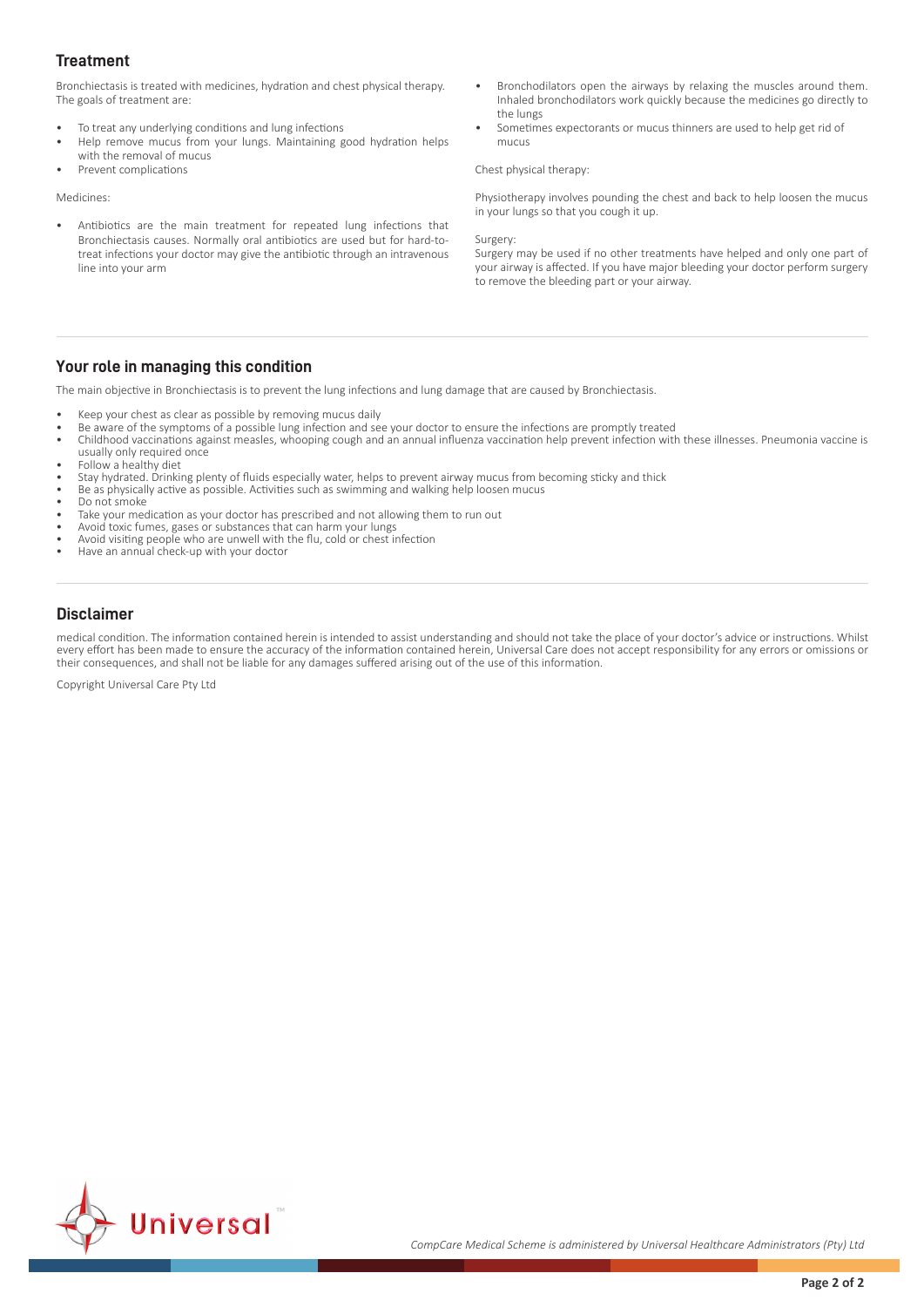## Treatment

Bronchiectasis is treated with medicines, hydration and chest physical therapy. The goals of treatment are:

- To treat any underlying conditions and lung infections
- Help remove mucus from your lungs. Maintaining good hydration helps with the removal of mucus
- Prevent complications

Medicines:

- Antibiotics are the main treatment for repeated lung infections that Bronchiectasis causes. Normally oral antibiotics are used but for hard-to-treat infections your doctor may give the antibiotic through an intravenous line into your arm
- Bronchodilators open the airways by relaxing the muscles around them. Inhaled bronchodilators work quickly because the medicines go directly to the lungs
- Sometimes expectorants or mucus thinners are used to help get rid of mucus

Chest physical therapy:

Physiotherapy involves pounding the chest and back to help loosen the mucus in your lungs so that you cough it up.

Surgery:
Surgery may be used if no other treatments have helped and only one part of your airway is affected. If you have major bleeding your doctor perform surgery to remove the bleeding part or your airway.

## Your role in managing this condition

The main objective in Bronchiectasis is to prevent the lung infections and lung damage that are caused by Bronchiectasis.

- Keep your chest as clear as possible by removing mucus daily
- Be aware of the symptoms of a possible lung infection and see your doctor to ensure the infections are promptly treated
- Childhood vaccinations against measles, whooping cough and an annual influenza vaccination help prevent infection with these illnesses. Pneumonia vaccine is usually only required once
- Follow a healthy diet
- Stay hydrated. Drinking plenty of fluids especially water, helps to prevent airway mucus from becoming sticky and thick
- Be as physically active as possible. Activities such as swimming and walking help loosen mucus
- Do not smoke
- Take your medication as your doctor has prescribed and not allowing them to run out
- Avoid toxic fumes, gases or substances that can harm your lungs
- Avoid visiting people who are unwell with the flu, cold or chest infection
- Have an annual check-up with your doctor

## Disclaimer

medical condition. The information contained herein is intended to assist understanding and should not take the place of your doctor's advice or instructions. Whilst every effort has been made to ensure the accuracy of the information contained herein, Universal Care does not accept responsibility for any errors or omissions or their consequences, and shall not be liable for any damages suffered arising out of the use of this information.

Copyright Universal Care Pty Ltd

Universal™

*CompCare Medical Scheme is administered by Universal Healthcare Administrators (Pty) Ltd*